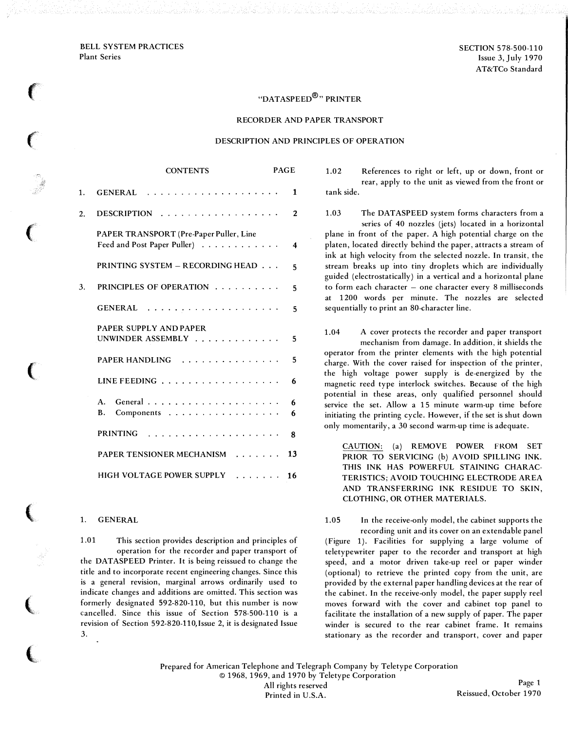BELL SYSTEM PRACTICES
Plant Series

SECTION 578-500-110
Issue 3, July 1970
AT&TCo Standard

# "DATASPEED®" PRINTER

## RECORDER AND PAPER TRANSPORT

## DESCRIPTION AND PRINCIPLES OF OPERATION

| CONTENTS | PAGE |
|---|---|
| 1. GENERAL | 1 |
| 2. DESCRIPTION | 2 |
| PAPER TRANSPORT (Pre-Paper Puller, Line Feed and Post Paper Puller) | 4 |
| PRINTING SYSTEM – RECORDING HEAD | 5 |
| 3. PRINCIPLES OF OPERATION | 5 |
| GENERAL | 5 |
| PAPER SUPPLY AND PAPER UNWINDER ASSEMBLY | 5 |
| PAPER HANDLING | 5 |
| LINE FEEDING | 6 |
| A. General | 6 |
| B. Components | 6 |
| PRINTING | 8 |
| PAPER TENSIONER MECHANISM | 13 |
| HIGH VOLTAGE POWER SUPPLY | 16 |

### 1. GENERAL

1.01 This section provides description and principles of operation for the recorder and paper transport of the DATASPEED Printer. It is being reissued to change the title and to incorporate recent engineering changes. Since this is a general revision, marginal arrows ordinarily used to indicate changes and additions are omitted. This section was formerly designated 592-820-110, but this number is now cancelled. Since this issue of Section 578-500-110 is a revision of Section 592-820-110, Issue 2, it is designated Issue 3.

1.02 References to right or left, up or down, front or rear, apply to the unit as viewed from the front or tank side.

1.03 The DATASPEED system forms characters from a series of 40 nozzles (jets) located in a horizontal plane in front of the paper. A high potential charge on the platen, located directly behind the paper, attracts a stream of ink at high velocity from the selected nozzle. In transit, the stream breaks up into tiny droplets which are individually guided (electrostatically) in a vertical and a horizontal plane to form each character – one character every 8 milliseconds at 1200 words per minute. The nozzles are selected sequentially to print an 80-character line.

1.04 A cover protects the recorder and paper transport mechanism from damage. In addition, it shields the operator from the printer elements with the high potential charge. With the cover raised for inspection of the printer, the high voltage power supply is de-energized by the magnetic reed type interlock switches. Because of the high potential in these areas, only qualified personnel should service the set. Allow a 15 minute warm-up time before initiating the printing cycle. However, if the set is shut down only momentarily, a 30 second warm-up time is adequate.

> CAUTION: (a) REMOVE POWER FROM SET PRIOR TO SERVICING (b) AVOID SPILLING INK. THIS INK HAS POWERFUL STAINING CHARACTERISTICS; AVOID TOUCHING ELECTRODE AREA AND TRANSFERRING INK RESIDUE TO SKIN, CLOTHING, OR OTHER MATERIALS.

1.05 In the receive-only model, the cabinet supports the recording unit and its cover on an extendable panel (Figure 1). Facilities for supplying a large volume of teletypewriter paper to the recorder and transport at high speed, and a motor driven take-up reel or paper winder (optional) to retrieve the printed copy from the unit, are provided by the external paper handling devices at the rear of the cabinet. In the receive-only model, the paper supply reel moves forward with the cover and cabinet top panel to facilitate the installation of a new supply of paper. The paper winder is secured to the rear cabinet frame. It remains stationary as the recorder and transport, cover and paper

Prepared for American Telephone and Telegraph Company by Teletype Corporation
© 1968, 1969, and 1970 by Teletype Corporation
All rights reserved
Printed in U.S.A.

Reissued, October 1970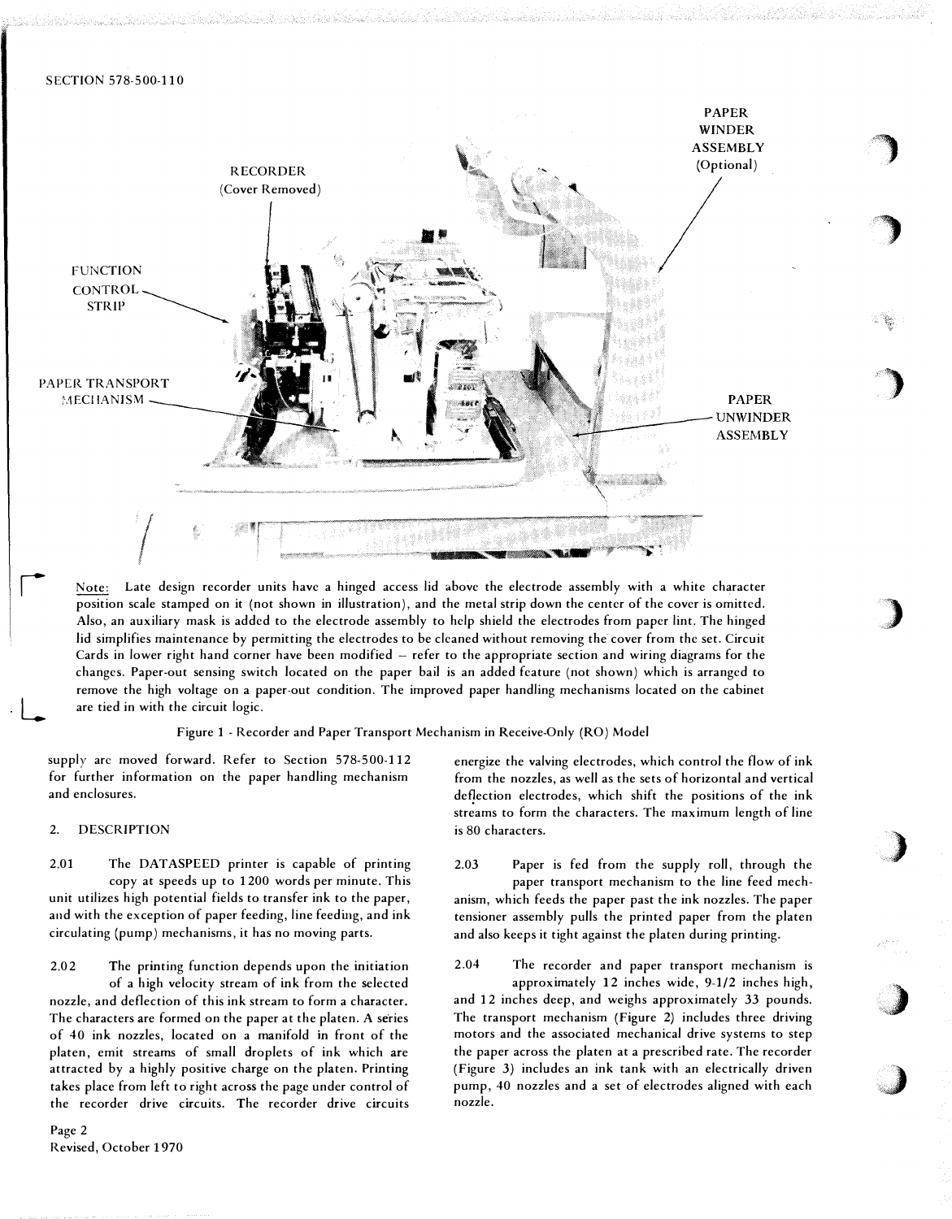RECORDER (Cover Removed)

PAPER WINDER ASSEMBLY (Optional)

FUNCTION CONTROL STRIP

PAPER TRANSPORT MECHANISM

PAPER UNWINDER ASSEMBLY

Note: Late design recorder units have a hinged access lid above the electrode assembly with a white character position scale stamped on it (not shown in illustration), and the metal strip down the center of the cover is omitted. Also, an auxiliary mask is added to the electrode assembly to help shield the electrodes from paper lint. The hinged lid simplifies maintenance by permitting the electrodes to be cleaned without removing the cover from the set. Circuit Cards in lower right hand corner have been modified – refer to the appropriate section and wiring diagrams for the changes. Paper-out sensing switch located on the paper bail is an added feature (not shown) which is arranged to remove the high voltage on a paper-out condition. The improved paper handling mechanisms located on the cabinet are tied in with the circuit logic.

Figure 1 - Recorder and Paper Transport Mechanism in Receive-Only (RO) Model

supply are moved forward. Refer to Section 578-500-112 for further information on the paper handling mechanism and enclosures.

## 2. DESCRIPTION

2.01 The DATASPEED printer is capable of printing copy at speeds up to 1200 words per minute. This unit utilizes high potential fields to transfer ink to the paper, and with the exception of paper feeding, line feeding, and ink circulating (pump) mechanisms, it has no moving parts.

2.02 The printing function depends upon the initiation of a high velocity stream of ink from the selected nozzle, and deflection of this ink stream to form a character. The characters are formed on the paper at the platen. A series of 40 ink nozzles, located on a manifold in front of the platen, emit streams of small droplets of ink which are attracted by a highly positive charge on the platen. Printing takes place from left to right across the page under control of the recorder drive circuits. The recorder drive circuits energize the valving electrodes, which control the flow of ink from the nozzles, as well as the sets of horizontal and vertical deflection electrodes, which shift the positions of the ink streams to form the characters. The maximum length of line is 80 characters.

2.03 Paper is fed from the supply roll, through the paper transport mechanism to the line feed mechanism, which feeds the paper past the ink nozzles. The paper tensioner assembly pulls the printed paper from the platen and also keeps it tight against the platen during printing.

2.04 The recorder and paper transport mechanism is approximately 12 inches wide, 9-1/2 inches high, and 12 inches deep, and weighs approximately 33 pounds. The transport mechanism (Figure 2) includes three driving motors and the associated mechanical drive systems to step the paper across the platen at a prescribed rate. The recorder (Figure 3) includes an ink tank with an electrically driven pump, 40 nozzles and a set of electrodes aligned with each nozzle.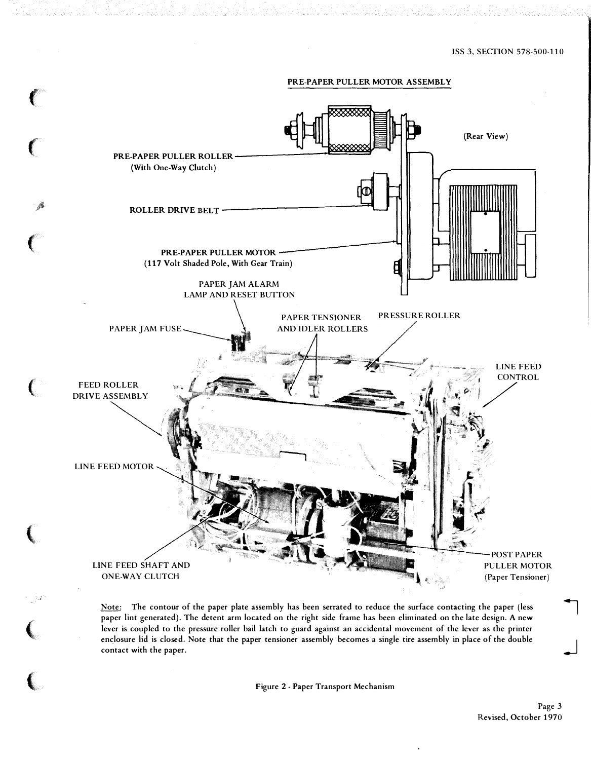PRE-PAPER PULLER MOTOR ASSEMBLY

(Rear View)

PRE-PAPER PULLER ROLLER (With One-Way Clutch)

ROLLER DRIVE BELT

PRE-PAPER PULLER MOTOR (117 Volt Shaded Pole, With Gear Train)

PAPER JAM ALARM LAMP AND RESET BUTTON

PAPER JAM FUSE

PAPER TENSIONER AND IDLER ROLLERS

PRESSURE ROLLER

LINE FEED CONTROL

FEED ROLLER DRIVE ASSEMBLY

LINE FEED MOTOR

LINE FEED SHAFT AND ONE-WAY CLUTCH

POST PAPER PULLER MOTOR (Paper Tensioner)

Note: The contour of the paper plate assembly has been serrated to reduce the surface contacting the paper (less paper lint generated). The detent arm located on the right side frame has been eliminated on the late design. A new lever is coupled to the pressure roller bail latch to guard against an accidental movement of the lever as the printer enclosure lid is closed. Note that the paper tensioner assembly becomes a single tire assembly in place of the double contact with the paper.

Figure 2 - Paper Transport Mechanism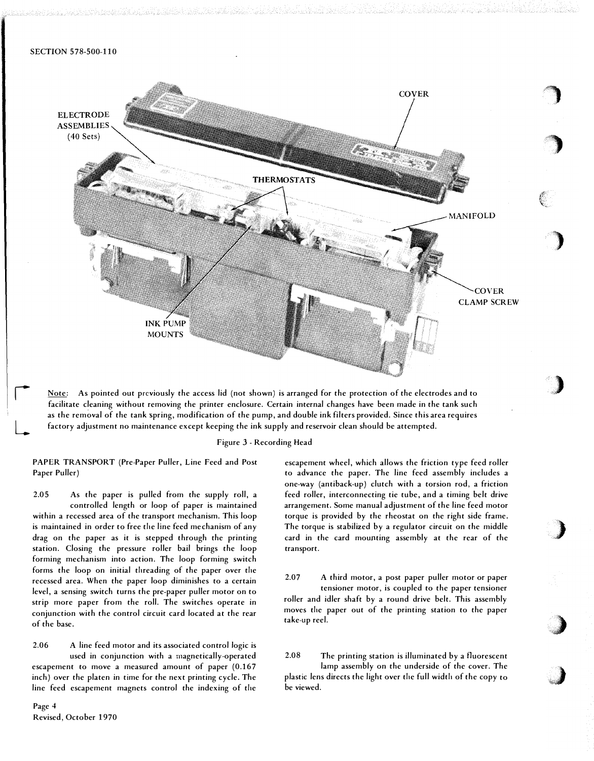Note: As pointed out previously the access lid (not shown) is arranged for the protection of the electrodes and to facilitate cleaning without removing the printer enclosure. Certain internal changes have been made in the tank such as the removal of the tank spring, modification of the pump, and double ink filters provided. Since this area requires factory adjustment no maintenance except keeping the ink supply and reservoir clean should be attempted.

Figure 3 - Recording Head

PAPER TRANSPORT (Pre-Paper Puller, Line Feed and Post Paper Puller)

2.05 As the paper is pulled from the supply roll, a controlled length or loop of paper is maintained within a recessed area of the transport mechanism. This loop is maintained in order to free the line feed mechanism of any drag on the paper as it is stepped through the printing station. Closing the pressure roller bail brings the loop forming mechanism into action. The loop forming switch forms the loop on initial threading of the paper over the recessed area. When the paper loop diminishes to a certain level, a sensing switch turns the pre-paper puller motor on to strip more paper from the roll. The switches operate in conjunction with the control circuit card located at the rear of the base.

2.06 A line feed motor and its associated control logic is used in conjunction with a magnetically-operated escapement to move a measured amount of paper (0.167 inch) over the platen in time for the next printing cycle. The line feed escapement magnets control the indexing of the escapement wheel, which allows the friction type feed roller to advance the paper. The line feed assembly includes a one-way (antiback-up) clutch with a torsion rod, a friction feed roller, interconnecting tie tube, and a timing belt drive arrangement. Some manual adjustment of the line feed motor torque is provided by the rheostat on the right side frame. The torque is stabilized by a regulator circuit on the middle card in the card mounting assembly at the rear of the transport.

2.07 A third motor, a post paper puller motor or paper tensioner motor, is coupled to the paper tensioner roller and idler shaft by a round drive belt. This assembly moves the paper out of the printing station to the paper take-up reel.

2.08 The printing station is illuminated by a fluorescent lamp assembly on the underside of the cover. The plastic lens directs the light over the full width of the copy to be viewed.

Revised, October 1970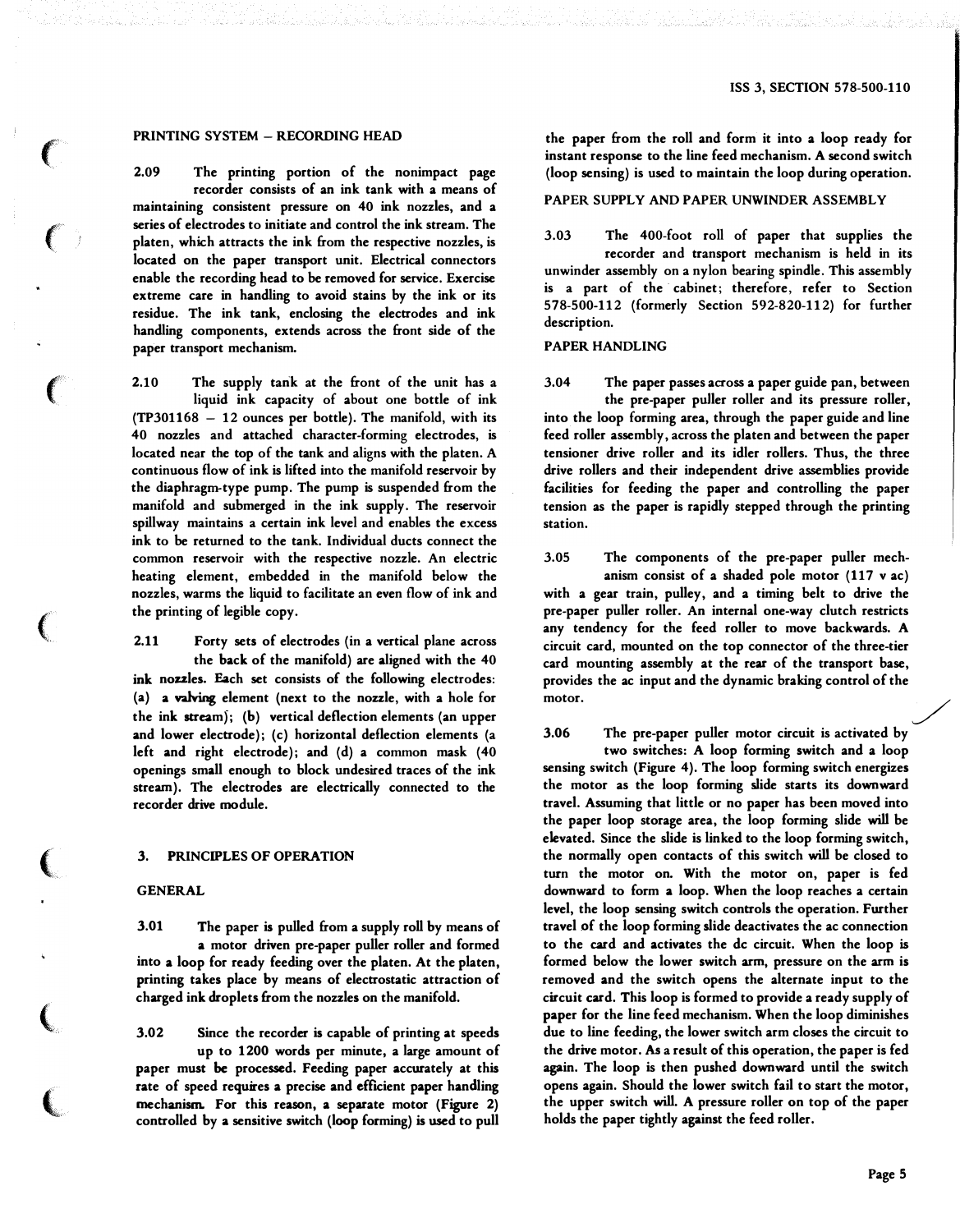### PRINTING SYSTEM – RECORDING HEAD

2.09 The printing portion of the nonimpact page recorder consists of an ink tank with a means of maintaining consistent pressure on 40 ink nozzles, and a series of electrodes to initiate and control the ink stream. The platen, which attracts the ink from the respective nozzles, is located on the paper transport unit. Electrical connectors enable the recording head to be removed for service. Exercise extreme care in handling to avoid stains by the ink or its residue. The ink tank, enclosing the electrodes and ink handling components, extends across the front side of the paper transport mechanism.

2.10 The supply tank at the front of the unit has a liquid ink capacity of about one bottle of ink (TP301168 – 12 ounces per bottle). The manifold, with its 40 nozzles and attached character-forming electrodes, is located near the top of the tank and aligns with the platen. A continuous flow of ink is lifted into the manifold reservoir by the diaphragm-type pump. The pump is suspended from the manifold and submerged in the ink supply. The reservoir spillway maintains a certain ink level and enables the excess ink to be returned to the tank. Individual ducts connect the common reservoir with the respective nozzle. An electric heating element, embedded in the manifold below the nozzles, warms the liquid to facilitate an even flow of ink and the printing of legible copy.

2.11 Forty sets of electrodes (in a vertical plane across the back of the manifold) are aligned with the 40 ink nozzles. Each set consists of the following electrodes: (a) a valving element (next to the nozzle, with a hole for the ink stream); (b) vertical deflection elements (an upper and lower electrode); (c) horizontal deflection elements (a left and right electrode); and (d) a common mask (40 openings small enough to block undesired traces of the ink stream). The electrodes are electrically connected to the recorder drive module.

## 3. PRINCIPLES OF OPERATION

### GENERAL

3.01 The paper is pulled from a supply roll by means of a motor driven pre-paper puller roller and formed into a loop for ready feeding over the platen. At the platen, printing takes place by means of electrostatic attraction of charged ink droplets from the nozzles on the manifold.

3.02 Since the recorder is capable of printing at speeds up to 1200 words per minute, a large amount of paper must be processed. Feeding paper accurately at this rate of speed requires a precise and efficient paper handling mechanism. For this reason, a separate motor (Figure 2) controlled by a sensitive switch (loop forming) is used to pull the paper from the roll and form it into a loop ready for instant response to the line feed mechanism. A second switch (loop sensing) is used to maintain the loop during operation.

### PAPER SUPPLY AND PAPER UNWINDER ASSEMBLY

3.03 The 400-foot roll of paper that supplies the recorder and transport mechanism is held in its unwinder assembly on a nylon bearing spindle. This assembly is a part of the cabinet; therefore, refer to Section 578-500-112 (formerly Section 592-820-112) for further description.

### PAPER HANDLING

3.04 The paper passes across a paper guide pan, between the pre-paper puller roller and its pressure roller, into the loop forming area, through the paper guide and line feed roller assembly, across the platen and between the paper tensioner drive roller and its idler rollers. Thus, the three drive rollers and their independent drive assemblies provide facilities for feeding the paper and controlling the paper tension as the paper is rapidly stepped through the printing station.

3.05 The components of the pre-paper puller mechanism consist of a shaded pole motor (117 v ac) with a gear train, pulley, and a timing belt to drive the pre-paper puller roller. An internal one-way clutch restricts any tendency for the feed roller to move backwards. A circuit card, mounted on the top connector of the three-tier card mounting assembly at the rear of the transport base, provides the ac input and the dynamic braking control of the motor.

3.06 The pre-paper puller motor circuit is activated by two switches: A loop forming switch and a loop sensing switch (Figure 4). The loop forming switch energizes the motor as the loop forming slide starts its downward travel. Assuming that little or no paper has been moved into the paper loop storage area, the loop forming slide will be elevated. Since the slide is linked to the loop forming switch, the normally open contacts of this switch will be closed to turn the motor on. With the motor on, paper is fed downward to form a loop. When the loop reaches a certain level, the loop sensing switch controls the operation. Further travel of the loop forming slide deactivates the ac connection to the card and activates the dc circuit. When the loop is formed below the lower switch arm, pressure on the arm is removed and the switch opens the alternate input to the circuit card. This loop is formed to provide a ready supply of paper for the line feed mechanism. When the loop diminishes due to line feeding, the lower switch arm closes the circuit to the drive motor. As a result of this operation, the paper is fed again. The loop is then pushed downward until the switch opens again. Should the lower switch fail to start the motor, the upper switch will. A pressure roller on top of the paper holds the paper tightly against the feed roller.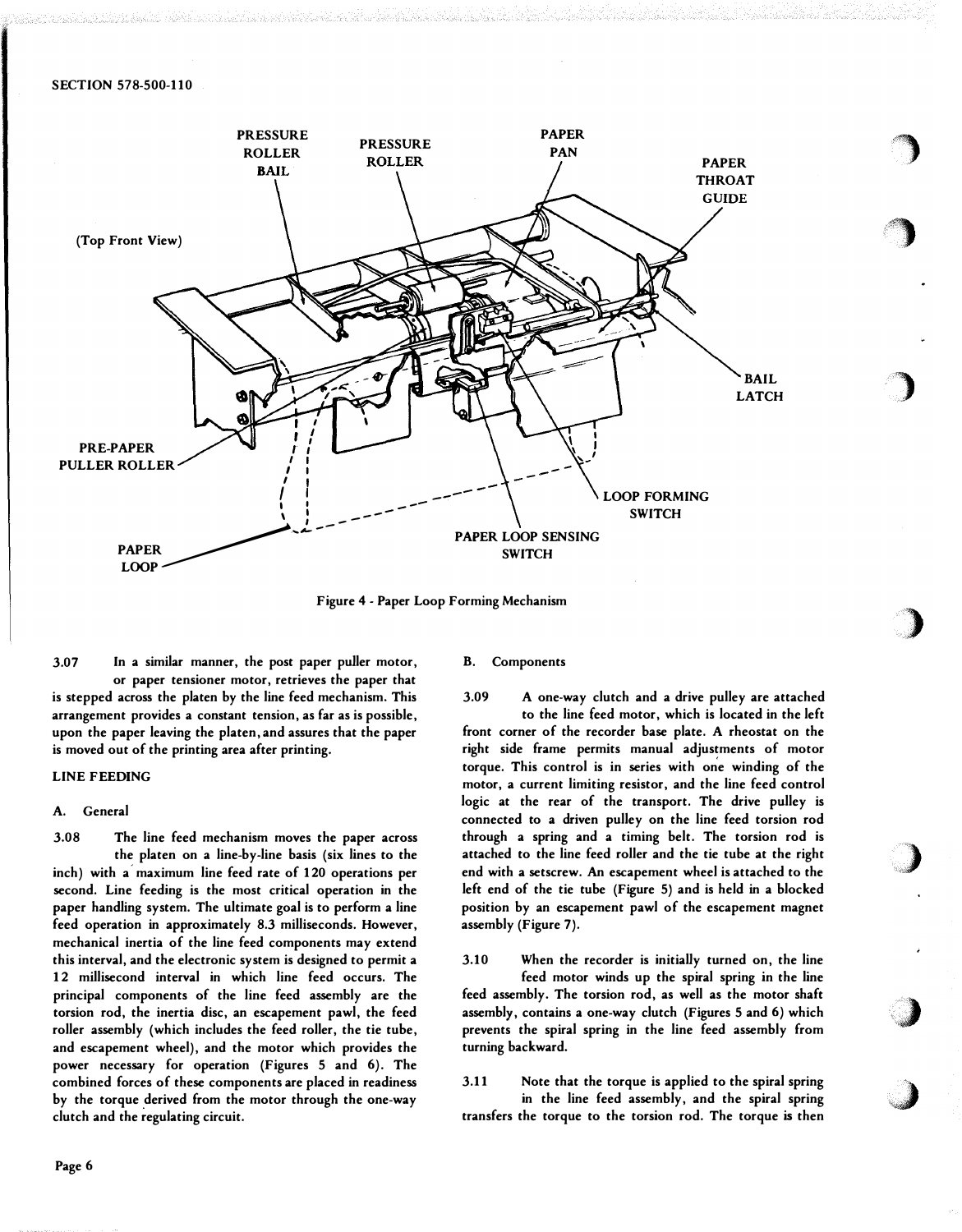(Top Front View)

PRESSURE ROLLER BAIL

PRESSURE ROLLER

PAPER PAN

PAPER THROAT GUIDE

BAIL LATCH

PRE-PAPER PULLER ROLLER

LOOP FORMING SWITCH

PAPER LOOP SENSING SWITCH

PAPER LOOP

Figure 4 - Paper Loop Forming Mechanism

3.07 In a similar manner, the post paper puller motor, or paper tensioner motor, retrieves the paper that is stepped across the platen by the line feed mechanism. This arrangement provides a constant tension, as far as is possible, upon the paper leaving the platen, and assures that the paper is moved out of the printing area after printing.

## LINE FEEDING

### A. General

3.08 The line feed mechanism moves the paper across the platen on a line-by-line basis (six lines to the inch) with a maximum line feed rate of 120 operations per second. Line feeding is the most critical operation in the paper handling system. The ultimate goal is to perform a line feed operation in approximately 8.3 milliseconds. However, mechanical inertia of the line feed components may extend this interval, and the electronic system is designed to permit a 12 millisecond interval in which line feed occurs. The principal components of the line feed assembly are the torsion rod, the inertia disc, an escapement pawl, the feed roller assembly (which includes the feed roller, the tie tube, and escapement wheel), and the motor which provides the power necessary for operation (Figures 5 and 6). The combined forces of these components are placed in readiness by the torque derived from the motor through the one-way clutch and the regulating circuit.

### B. Components

3.09 A one-way clutch and a drive pulley are attached to the line feed motor, which is located in the left front corner of the recorder base plate. A rheostat on the right side frame permits manual adjustments of motor torque. This control is in series with one winding of the motor, a current limiting resistor, and the line feed control logic at the rear of the transport. The drive pulley is connected to a driven pulley on the line feed torsion rod through a spring and a timing belt. The torsion rod is attached to the line feed roller and the tie tube at the right end with a setscrew. An escapement wheel is attached to the left end of the tie tube (Figure 5) and is held in a blocked position by an escapement pawl of the escapement magnet assembly (Figure 7).

3.10 When the recorder is initially turned on, the line feed motor winds up the spiral spring in the line feed assembly. The torsion rod, as well as the motor shaft assembly, contains a one-way clutch (Figures 5 and 6) which prevents the spiral spring in the line feed assembly from turning backward.

3.11 Note that the torque is applied to the spiral spring in the line feed assembly, and the spiral spring transfers the torque to the torsion rod. The torque is then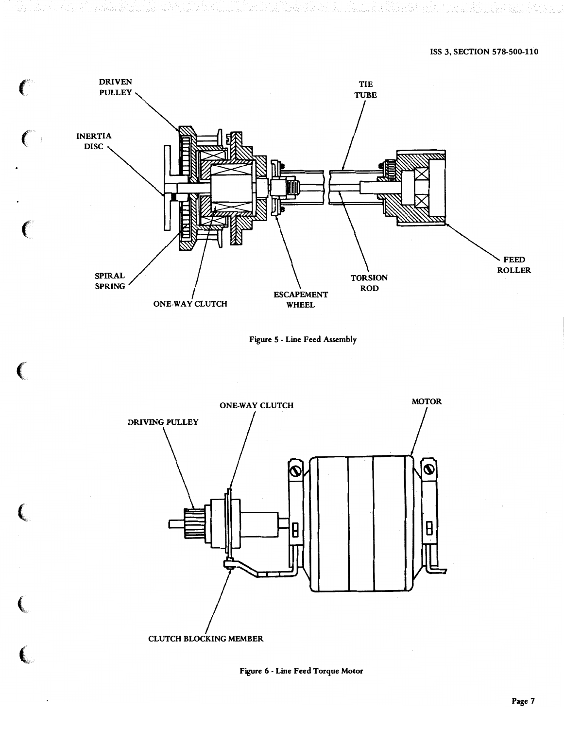DRIVEN PULLEY

INERTIA DISC

SPIRAL SPRING

ONE-WAY CLUTCH

ESCAPEMENT WHEEL

TIE TUBE

TORSION ROD

FEED ROLLER

Figure 5 - Line Feed Assembly

DRIVING PULLEY

ONE-WAY CLUTCH

MOTOR

CLUTCH BLOCKING MEMBER

Figure 6 - Line Feed Torque Motor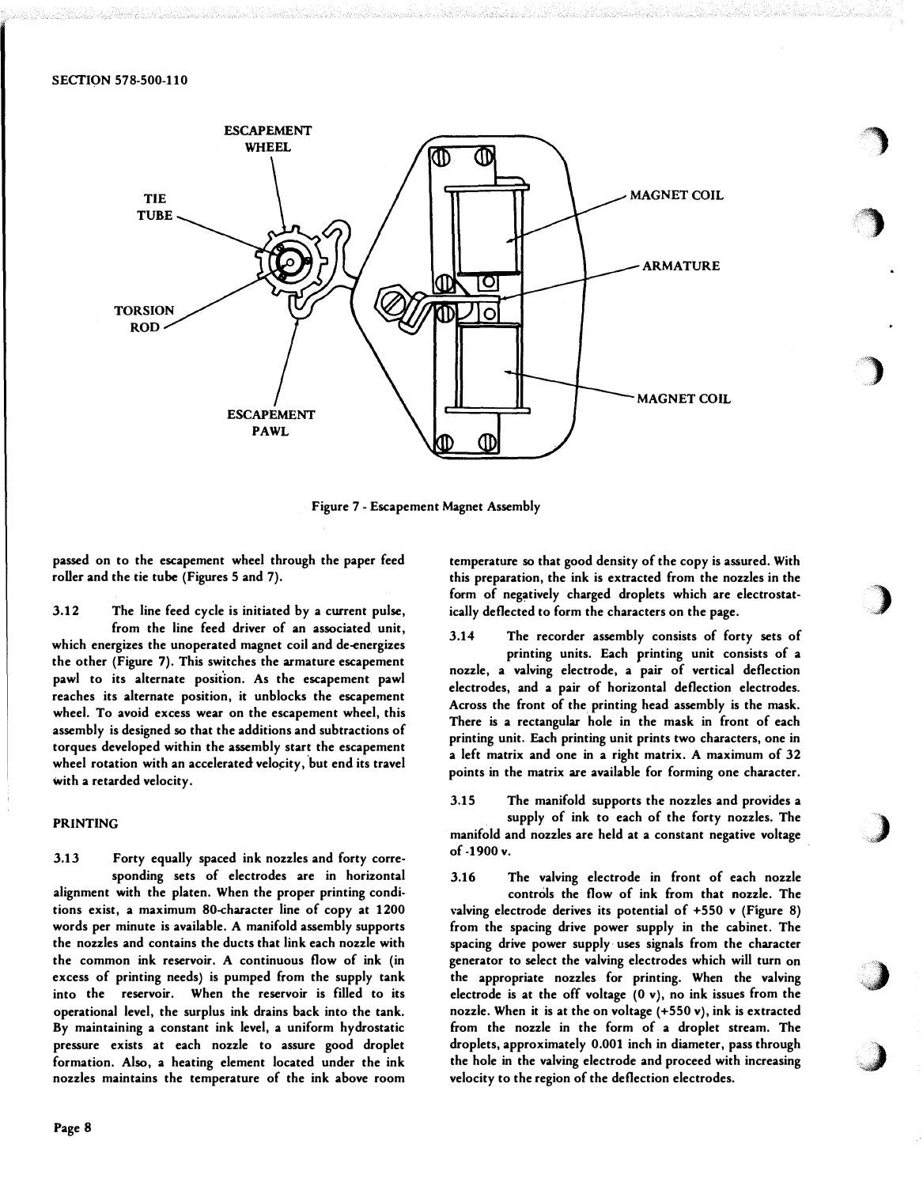Figure 7 - Escapement Magnet Assembly

passed on to the escapement wheel through the paper feed roller and the tie tube (Figures 5 and 7).

3.12 The line feed cycle is initiated by a current pulse, from the line feed driver of an associated unit, which energizes the unoperated magnet coil and de-energizes the other (Figure 7). This switches the armature escapement pawl to its alternate position. As the escapement pawl reaches its alternate position, it unblocks the escapement wheel. To avoid excess wear on the escapement wheel, this assembly is designed so that the additions and subtractions of torques developed within the assembly start the escapement wheel rotation with an accelerated velocity, but end its travel with a retarded velocity.

## PRINTING

3.13 Forty equally spaced ink nozzles and forty corresponding sets of electrodes are in horizontal alignment with the platen. When the proper printing conditions exist, a maximum 80-character line of copy at 1200 words per minute is available. A manifold assembly supports the nozzles and contains the ducts that link each nozzle with the common ink reservoir. A continuous flow of ink (in excess of printing needs) is pumped from the supply tank into the reservoir. When the reservoir is filled to its operational level, the surplus ink drains back into the tank. By maintaining a constant ink level, a uniform hydrostatic pressure exists at each nozzle to assure good droplet formation. Also, a heating element located under the ink nozzles maintains the temperature of the ink above room temperature so that good density of the copy is assured. With this preparation, the ink is extracted from the nozzles in the form of negatively charged droplets which are electrostatically deflected to form the characters on the page.

3.14 The recorder assembly consists of forty sets of printing units. Each printing unit consists of a nozzle, a valving electrode, a pair of vertical deflection electrodes, and a pair of horizontal deflection electrodes. Across the front of the printing head assembly is the mask. There is a rectangular hole in the mask in front of each printing unit. Each printing unit prints two characters, one in a left matrix and one in a right matrix. A maximum of 32 points in the matrix are available for forming one character.

3.15 The manifold supports the nozzles and provides a supply of ink to each of the forty nozzles. The manifold and nozzles are held at a constant negative voltage of -1900 v.

3.16 The valving electrode in front of each nozzle controls the flow of ink from that nozzle. The valving electrode derives its potential of +550 v (Figure 8) from the spacing drive power supply in the cabinet. The spacing drive power supply uses signals from the character generator to select the valving electrodes which will turn on the appropriate nozzles for printing. When the valving electrode is at the off voltage (0 v), no ink issues from the nozzle. When it is at the on voltage (+550 v), ink is extracted from the nozzle in the form of a droplet stream. The droplets, approximately 0.001 inch in diameter, pass through the hole in the valving electrode and proceed with increasing velocity to the region of the deflection electrodes.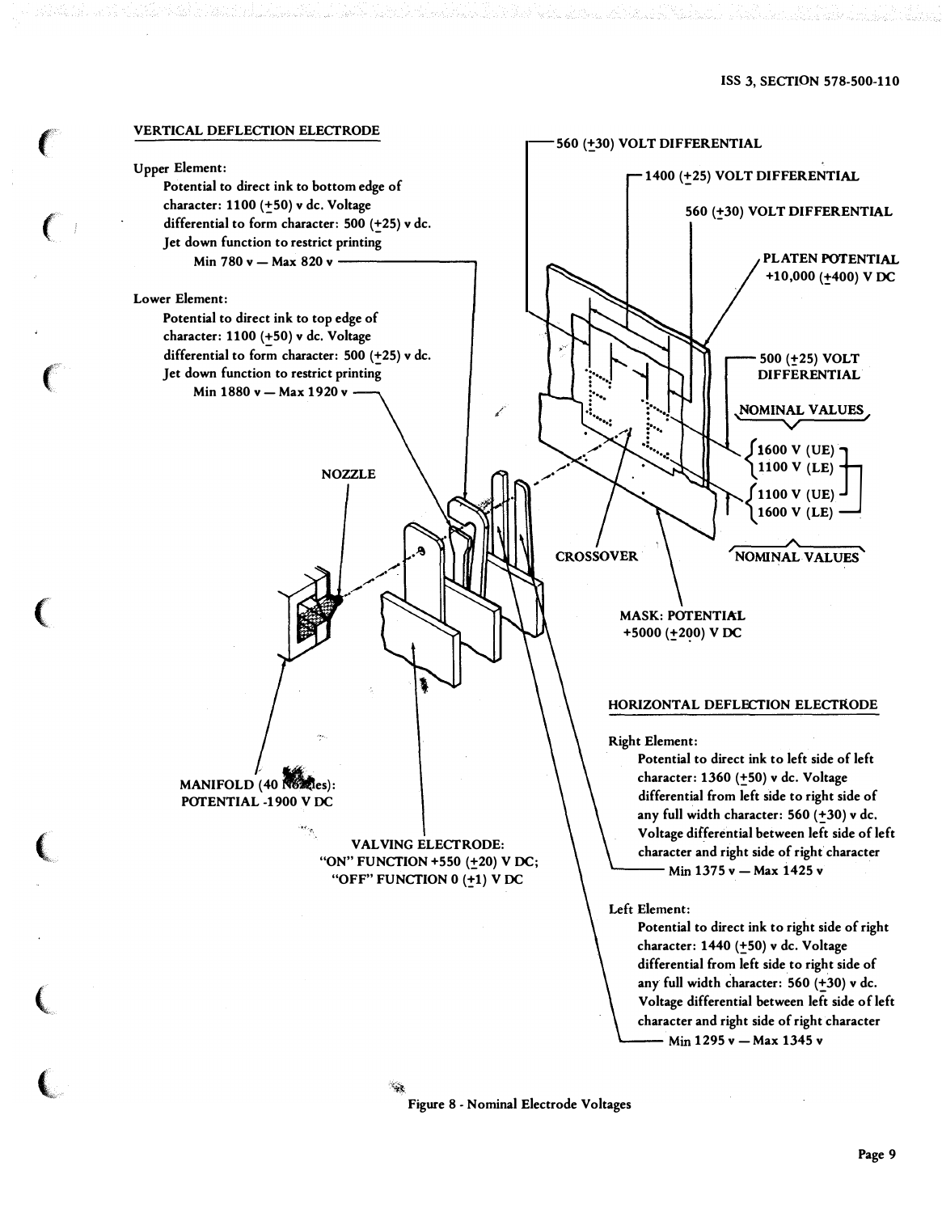### VERTICAL DEFLECTION ELECTRODE

Upper Element:
Potential to direct ink to bottom edge of character: 1100 (±50) v dc. Voltage differential to form character: 500 (±25) v dc. Jet down function to restrict printing
Min 780 v — Max 820 v

Lower Element:
Potential to direct ink to top edge of character: 1100 (±50) v dc. Voltage differential to form character: 500 (±25) v dc. Jet down function to restrict printing
Min 1880 v — Max 1920 v

560 (±30) VOLT DIFFERENTIAL

1400 (±25) VOLT DIFFERENTIAL

560 (±30) VOLT DIFFERENTIAL

PLATEN POTENTIAL +10,000 (±400) V DC

500 (±25) VOLT DIFFERENTIAL

NOMINAL VALUES
1600 V (UE)
1100 V (LE)

1100 V (UE)
1600 V (LE)
NOMINAL VALUES

NOZZLE

CROSSOVER

MASK: POTENTIAL +5000 (±200) V DC

MANIFOLD (40 Nozzles): POTENTIAL -1900 V DC

VALVING ELECTRODE: "ON" FUNCTION +550 (±20) V DC; "OFF" FUNCTION 0 (±1) V DC

### HORIZONTAL DEFLECTION ELECTRODE

Right Element:
Potential to direct ink to left side of left character: 1360 (±50) v dc. Voltage differential from left side to right side of any full width character: 560 (±30) v dc. Voltage differential between left side of left character and right side of right character
Min 1375 v — Max 1425 v

Left Element:
Potential to direct ink to right side of right character: 1440 (±50) v dc. Voltage differential from left side to right side of any full width character: 560 (±30) v dc. Voltage differential between left side of left character and right side of right character
Min 1295 v — Max 1345 v

Figure 8 - Nominal Electrode Voltages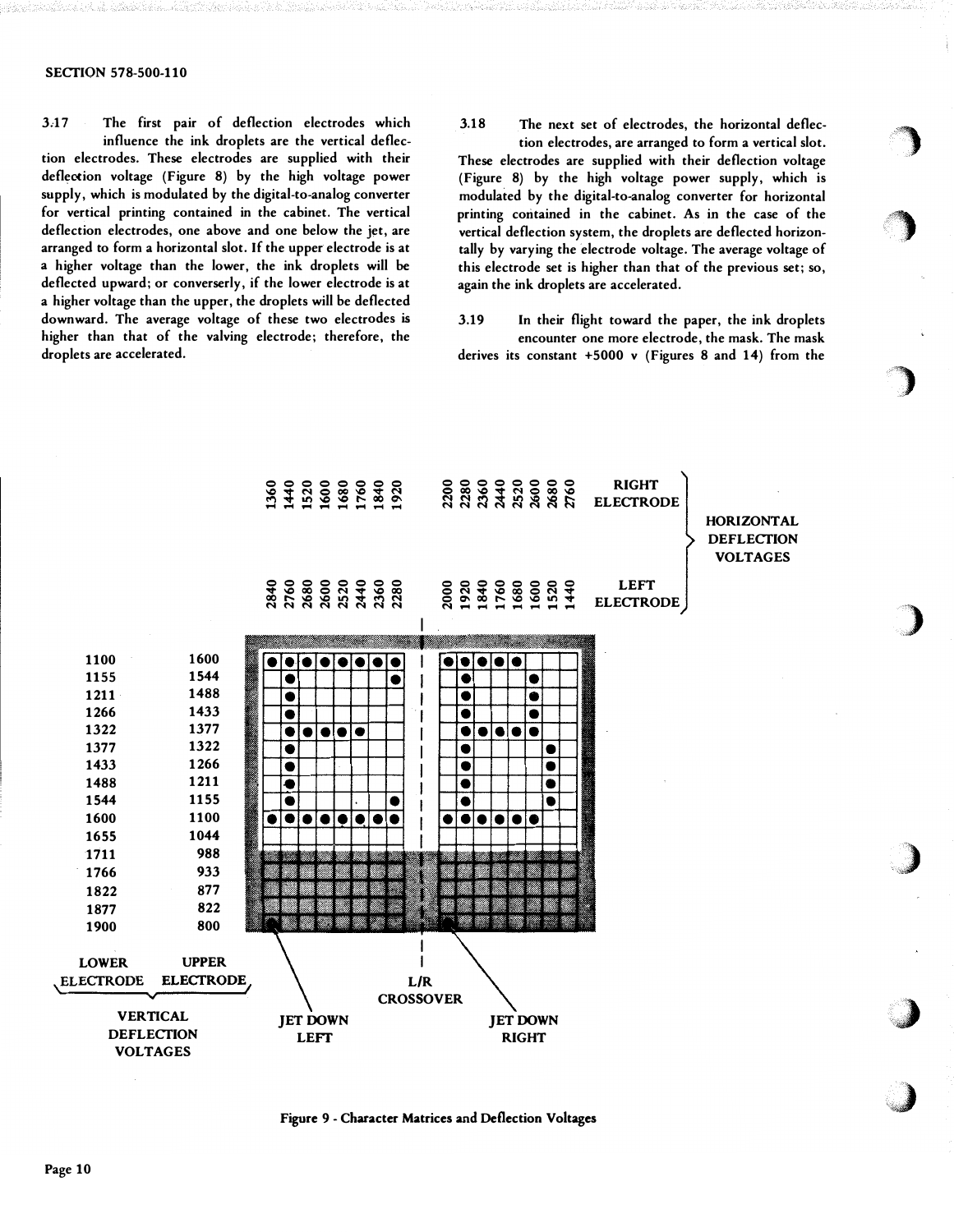3.17 The first pair of deflection electrodes which influence the ink droplets are the vertical deflection electrodes. These electrodes are supplied with their deflection voltage (Figure 8) by the high voltage power supply, which is modulated by the digital-to-analog converter for vertical printing contained in the cabinet. The vertical deflection electrodes, one above and one below the jet, are arranged to form a horizontal slot. If the upper electrode is at a higher voltage than the lower, the ink droplets will be deflected upward; or converserly, if the lower electrode is at a higher voltage than the upper, the droplets will be deflected downward. The average voltage of these two electrodes is higher than that of the valving electrode; therefore, the droplets are accelerated.

3.18 The next set of electrodes, the horizontal deflection electrodes, are arranged to form a vertical slot. These electrodes are supplied with their deflection voltage (Figure 8) by the high voltage power supply, which is modulated by the digital-to-analog converter for horizontal printing contained in the cabinet. As in the case of the vertical deflection system, the droplets are deflected horizontally by varying the electrode voltage. The average voltage of this electrode set is higher than that of the previous set; so, again the ink droplets are accelerated.

3.19 In their flight toward the paper, the ink droplets encounter one more electrode, the mask. The mask derives its constant +5000 v (Figures 8 and 14) from the

**HORIZONTAL DEFLECTION VOLTAGES**

| | Jet Down Left | | | | | | | | Jet Down Right | | | | | | | |
|---|---|---|---|---|---|---|---|---|---|---|---|---|---|---|---|---|
| RIGHT ELECTRODE | 1360 | 1440 | 1520 | 1600 | 1680 | 1760 | 1840 | 1920 | 2200 | 2280 | 2360 | 2440 | 2520 | 2600 | 2680 | 2760 |
| LEFT ELECTRODE | 2840 | 2760 | 2680 | 2600 | 2520 | 2440 | 2360 | 2280 | 2000 | 1920 | 1840 | 1760 | 1680 | 1600 | 1520 | 1440 |

**VERTICAL DEFLECTION VOLTAGES**

| LOWER ELECTRODE | UPPER ELECTRODE |
|---|---|
| 1100 | 1600 |
| 1155 | 1544 |
| 1211 | 1488 |
| 1266 | 1433 |
| 1322 | 1377 |
| 1377 | 1322 |
| 1433 | 1266 |
| 1488 | 1211 |
| 1544 | 1155 |
| 1600 | 1100 |
| 1655 | 1044 |
| 1711 | 988 |
| 1766 | 933 |
| 1822 | 877 |
| 1877 | 822 |
| 1900 | 800 |

JET DOWN LEFT — L/R CROSSOVER — JET DOWN RIGHT

Figure 9 - Character Matrices and Deflection Voltages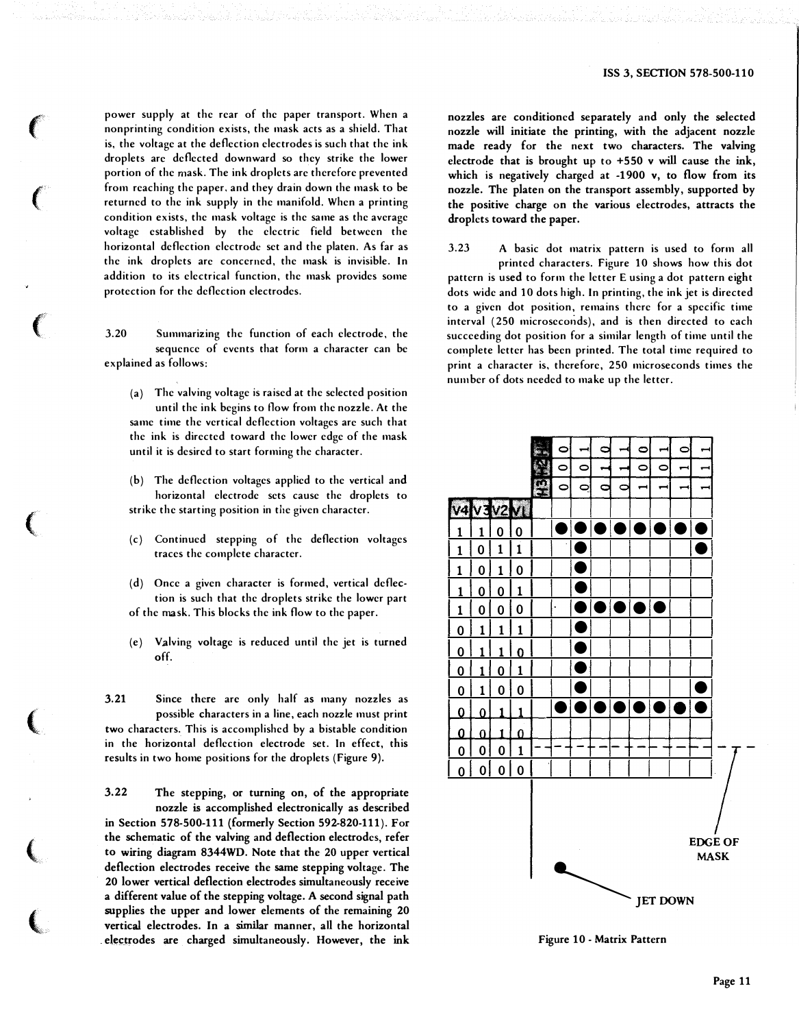power supply at the rear of the paper transport. When a nonprinting condition exists, the mask acts as a shield. That is, the voltage at the deflection electrodes is such that the ink droplets are deflected downward so they strike the lower portion of the mask. The ink droplets are therefore prevented from reaching the paper, and they drain down the mask to be returned to the ink supply in the manifold. When a printing condition exists, the mask voltage is the same as the average voltage established by the electric field between the horizontal deflection electrode set and the platen. As far as the ink droplets are concerned, the mask is invisible. In addition to its electrical function, the mask provides some protection for the deflection electrodes.

3.20 Summarizing the function of each electrode, the sequence of events that form a character can be explained as follows:

(a) The valving voltage is raised at the selected position until the ink begins to flow from the nozzle. At the same time the vertical deflection voltages are such that the ink is directed toward the lower edge of the mask until it is desired to start forming the character.

(b) The deflection voltages applied to the vertical and horizontal electrode sets cause the droplets to strike the starting position in the given character.

(c) Continued stepping of the deflection voltages traces the complete character.

(d) Once a given character is formed, vertical deflection is such that the droplets strike the lower part of the mask. This blocks the ink flow to the paper.

(e) Valving voltage is reduced until the jet is turned off.

3.21 Since there are only half as many nozzles as possible characters in a line, each nozzle must print two characters. This is accomplished by a bistable condition in the horizontal deflection electrode set. In effect, this results in two home positions for the droplets (Figure 9).

3.22 The stepping, or turning on, of the appropriate nozzle is accomplished electronically as described in Section 578-500-111 (formerly Section 592-820-111). For the schematic of the valving and deflection electrodes, refer to wiring diagram 8344WD. Note that the 20 upper vertical deflection electrodes receive the same stepping voltage. The 20 lower vertical deflection electrodes simultaneously receive a different value of the stepping voltage. A second signal path supplies the upper and lower elements of the remaining 20 vertical electrodes. In a similar manner, all the horizontal electrodes are charged simultaneously. However, the ink nozzles are conditioned separately and only the selected nozzle will initiate the printing, with the adjacent nozzle made ready for the next two characters. The valving electrode that is brought up to +550 v will cause the ink, which is negatively charged at -1900 v, to flow from its nozzle. The platen on the transport assembly, supported by the positive charge on the various electrodes, attracts the droplets toward the paper.

3.23 A basic dot matrix pattern is used to form all printed characters. Figure 10 shows how this dot pattern is used to form the letter E using a dot pattern eight dots wide and 10 dots high. In printing, the ink jet is directed to a given dot position, remains there for a specific time interval (250 microseconds), and is then directed to each succeeding dot position for a similar length of time until the complete letter has been printed. The total time required to print a character is, therefore, 250 microseconds times the number of dots needed to make up the letter.

| | | | | H1 | 0 | 1 | 0 | 1 | 0 | 1 | 0 | 1 |
|---|---|---|---|---|---|---|---|---|---|---|---|---|
| | | | | H2 | 0 | 0 | 1 | 1 | 0 | 0 | 1 | 1 |
| | | | | H3 | 0 | 0 | 0 | 0 | 1 | 1 | 1 | 1 |
| V4 | V3 | V2 | V1 | | | | | | | | | |
| 1 | 1 | 0 | 0 | | ● | ● | ● | ● | ● | ● | ● | ● |
| 1 | 0 | 1 | 1 | | ● | | | | | | | ● |
| 1 | 0 | 1 | 0 | | ● | | | | | | | |
| 1 | 0 | 0 | 1 | | ● | | | | | | | |
| 1 | 0 | 0 | 0 | | ● | ● | ● | ● | ● | | | |
| 0 | 1 | 1 | 1 | | ● | | | | | | | |
| 0 | 1 | 1 | 0 | | ● | | | | | | | |
| 0 | 1 | 0 | 1 | | ● | | | | | | | |
| 0 | 1 | 0 | 0 | | ● | | | | | | | ● |
| 0 | 0 | 1 | 1 | | ● | ● | ● | ● | ● | ● | ● | ● |
| 0 | 0 | 1 | 0 | | | | | | | | | |
| 0 | 0 | 0 | 1 | | | | | | | | | |
| 0 | 0 | 0 | 0 | | | | | | | | | |

EDGE OF MASK

JET DOWN

Figure 10 - Matrix Pattern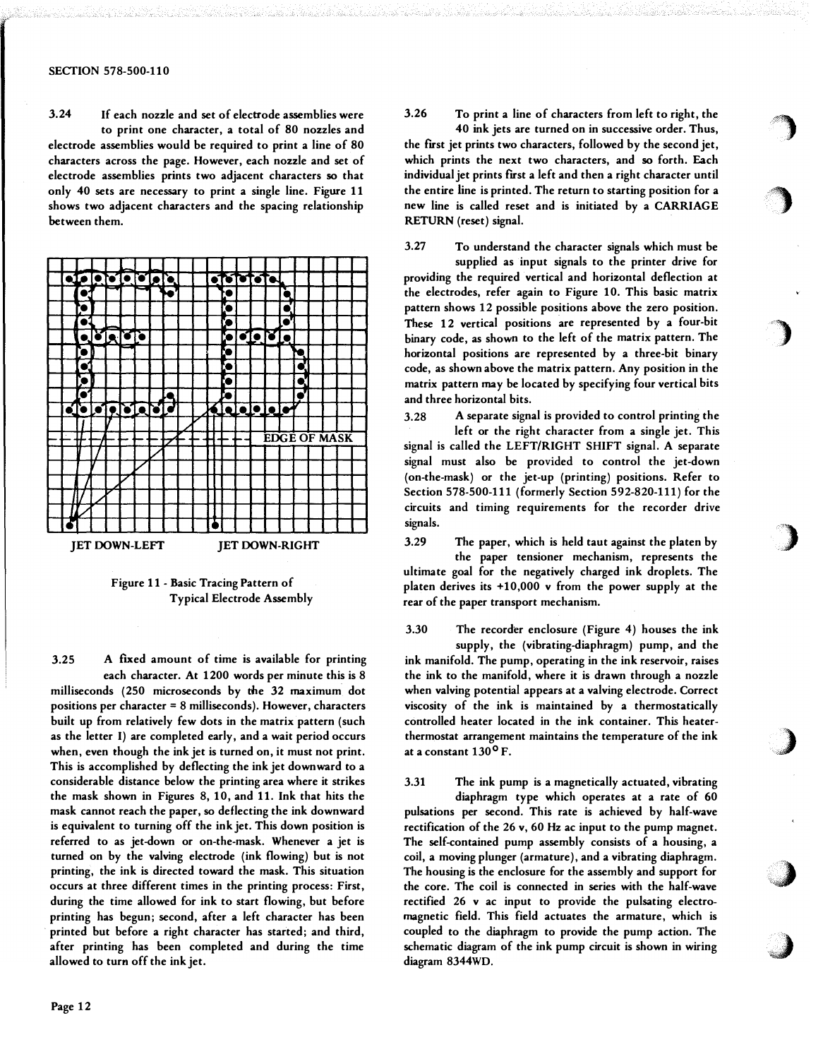3.24 If each nozzle and set of electrode assemblies were to print one character, a total of 80 nozzles and electrode assemblies would be required to print a line of 80 characters across the page. However, each nozzle and set of electrode assemblies prints two adjacent characters so that only 40 sets are necessary to print a single line. Figure 11 shows two adjacent characters and the spacing relationship between them.

EDGE OF MASK

JET DOWN-LEFT JET DOWN-RIGHT

Figure 11 - Basic Tracing Pattern of Typical Electrode Assembly

3.25 A fixed amount of time is available for printing each character. At 1200 words per minute this is 8 milliseconds (250 microseconds by the 32 maximum dot positions per character = 8 milliseconds). However, characters built up from relatively few dots in the matrix pattern (such as the letter I) are completed early, and a wait period occurs when, even though the ink jet is turned on, it must not print. This is accomplished by deflecting the ink jet downward to a considerable distance below the printing area where it strikes the mask shown in Figures 8, 10, and 11. Ink that hits the mask cannot reach the paper, so deflecting the ink downward is equivalent to turning off the ink jet. This down position is referred to as jet-down or on-the-mask. Whenever a jet is turned on by the valving electrode (ink flowing) but is not printing, the ink is directed toward the mask. This situation occurs at three different times in the printing process: First, during the time allowed for ink to start flowing, but before printing has begun; second, after a left character has been printed but before a right character has started; and third, after printing has been completed and during the time allowed to turn off the ink jet.

3.26 To print a line of characters from left to right, the 40 ink jets are turned on in successive order. Thus, the first jet prints two characters, followed by the second jet, which prints the next two characters, and so forth. Each individual jet prints first a left and then a right character until the entire line is printed. The return to starting position for a new line is called reset and is initiated by a CARRIAGE RETURN (reset) signal.

3.27 To understand the character signals which must be supplied as input signals to the printer drive for providing the required vertical and horizontal deflection at the electrodes, refer again to Figure 10. This basic matrix pattern shows 12 possible positions above the zero position. These 12 vertical positions are represented by a four-bit binary code, as shown to the left of the matrix pattern. The horizontal positions are represented by a three-bit binary code, as shown above the matrix pattern. Any position in the matrix pattern may be located by specifying four vertical bits and three horizontal bits.

3.28 A separate signal is provided to control printing the left or the right character from a single jet. This signal is called the LEFT/RIGHT SHIFT signal. A separate signal must also be provided to control the jet-down (on-the-mask) or the jet-up (printing) positions. Refer to Section 578-500-111 (formerly Section 592-820-111) for the circuits and timing requirements for the recorder drive signals.

3.29 The paper, which is held taut against the platen by the paper tensioner mechanism, represents the ultimate goal for the negatively charged ink droplets. The platen derives its +10,000 v from the power supply at the rear of the paper transport mechanism.

3.30 The recorder enclosure (Figure 4) houses the ink supply, the (vibrating-diaphragm) pump, and the ink manifold. The pump, operating in the ink reservoir, raises the ink to the manifold, where it is drawn through a nozzle when valving potential appears at a valving electrode. Correct viscosity of the ink is maintained by a thermostatically controlled heater located in the ink container. This heater-thermostat arrangement maintains the temperature of the ink at a constant 130° F.

3.31 The ink pump is a magnetically actuated, vibrating diaphragm type which operates at a rate of 60 pulsations per second. This rate is achieved by half-wave rectification of the 26 v, 60 Hz ac input to the pump magnet. The self-contained pump assembly consists of a housing, a coil, a moving plunger (armature), and a vibrating diaphragm. The housing is the enclosure for the assembly and support for the core. The coil is connected in series with the half-wave rectified 26 v ac input to provide the pulsating electromagnetic field. This field actuates the armature, which is coupled to the diaphragm to provide the pump action. The schematic diagram of the ink pump circuit is shown in wiring diagram 8344WD.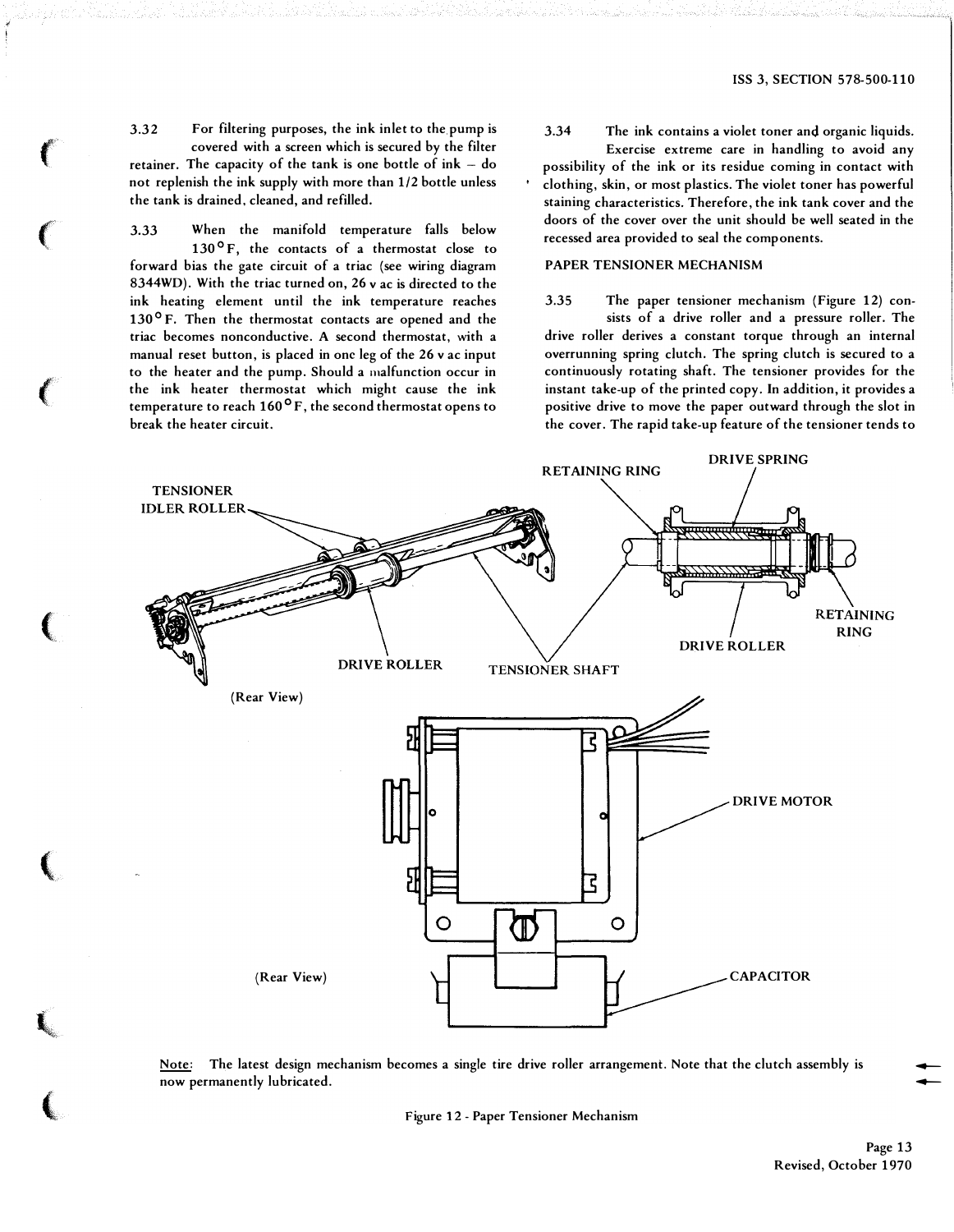3.32 For filtering purposes, the ink inlet to the pump is covered with a screen which is secured by the filter retainer. The capacity of the tank is one bottle of ink – do not replenish the ink supply with more than 1/2 bottle unless the tank is drained, cleaned, and refilled.

3.33 When the manifold temperature falls below 130°F, the contacts of a thermostat close to forward bias the gate circuit of a triac (see wiring diagram 8344WD). With the triac turned on, 26 v ac is directed to the ink heating element until the ink temperature reaches 130°F. Then the thermostat contacts are opened and the triac becomes nonconductive. A second thermostat, with a manual reset button, is placed in one leg of the 26 v ac input to the heater and the pump. Should a malfunction occur in the ink heater thermostat which might cause the ink temperature to reach 160°F, the second thermostat opens to break the heater circuit.

3.34 The ink contains a violet toner and organic liquids. Exercise extreme care in handling to avoid any possibility of the ink or its residue coming in contact with clothing, skin, or most plastics. The violet toner has powerful staining characteristics. Therefore, the ink tank cover and the doors of the cover over the unit should be well seated in the recessed area provided to seal the components.

## PAPER TENSIONER MECHANISM

3.35 The paper tensioner mechanism (Figure 12) consists of a drive roller and a pressure roller. The drive roller derives a constant torque through an internal overrunning spring clutch. The spring clutch is secured to a continuously rotating shaft. The tensioner provides for the instant take-up of the printed copy. In addition, it provides a positive drive to move the paper outward through the slot in the cover. The rapid take-up feature of the tensioner tends to

TENSIONER IDLER ROLLER — DRIVE ROLLER — TENSIONER SHAFT — RETAINING RING — DRIVE SPRING — RETAINING RING — DRIVE ROLLER

(Rear View)

DRIVE MOTOR — CAPACITOR

(Rear View)

Note: The latest design mechanism becomes a single tire drive roller arrangement. Note that the clutch assembly is now permanently lubricated.

Figure 12 - Paper Tensioner Mechanism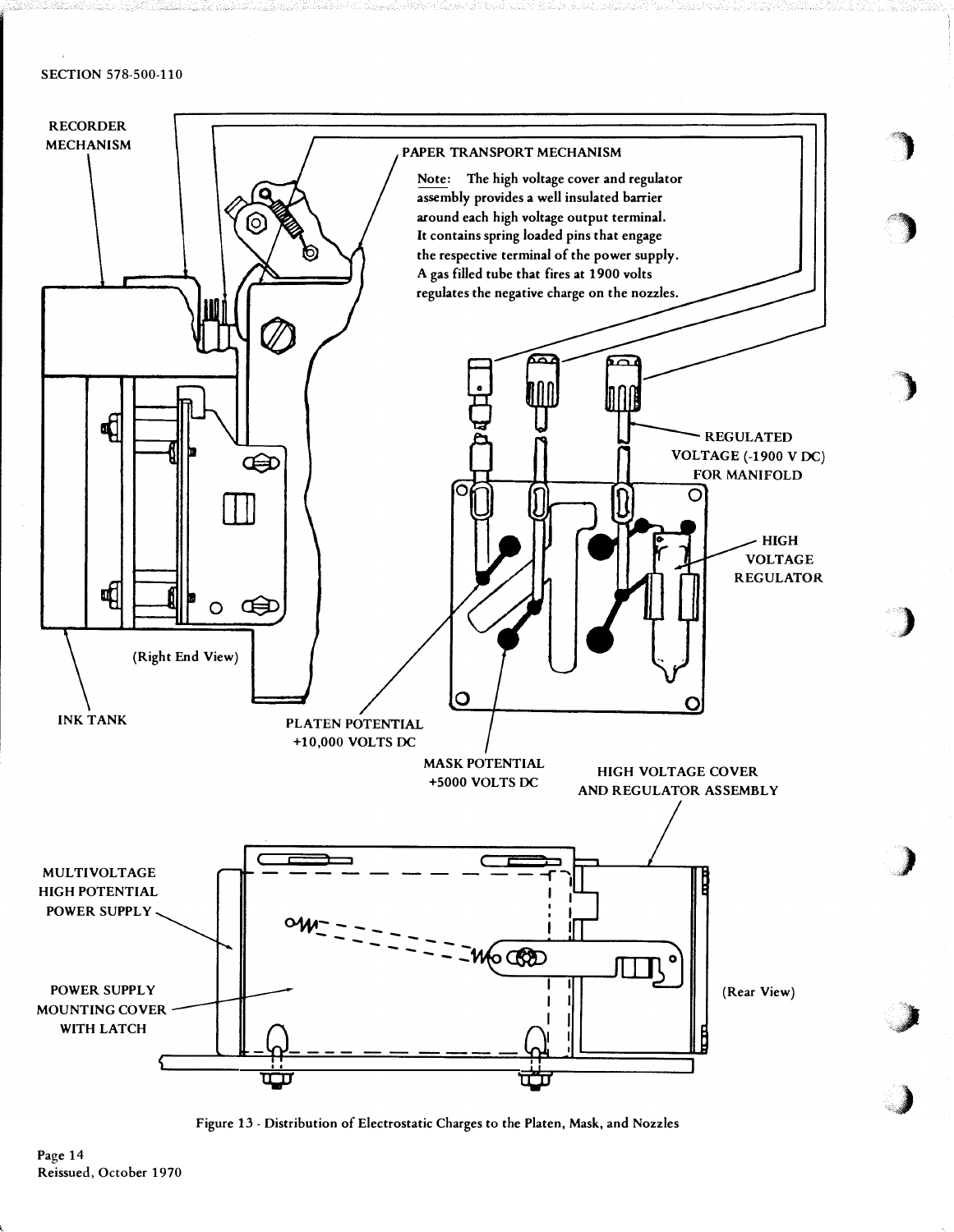RECORDER MECHANISM

PAPER TRANSPORT MECHANISM

Note: The high voltage cover and regulator assembly provides a well insulated barrier around each high voltage output terminal. It contains spring loaded pins that engage the respective terminal of the power supply. A gas filled tube that fires at 1900 volts regulates the negative charge on the nozzles.

REGULATED VOLTAGE (-1900 V DC) FOR MANIFOLD

HIGH VOLTAGE REGULATOR

(Right End View)

INK TANK

PLATEN POTENTIAL +10,000 VOLTS DC

MASK POTENTIAL +5000 VOLTS DC

HIGH VOLTAGE COVER AND REGULATOR ASSEMBLY

MULTIVOLTAGE HIGH POTENTIAL POWER SUPPLY

POWER SUPPLY MOUNTING COVER WITH LATCH

(Rear View)

Figure 13 - Distribution of Electrostatic Charges to the Platen, Mask, and Nozzles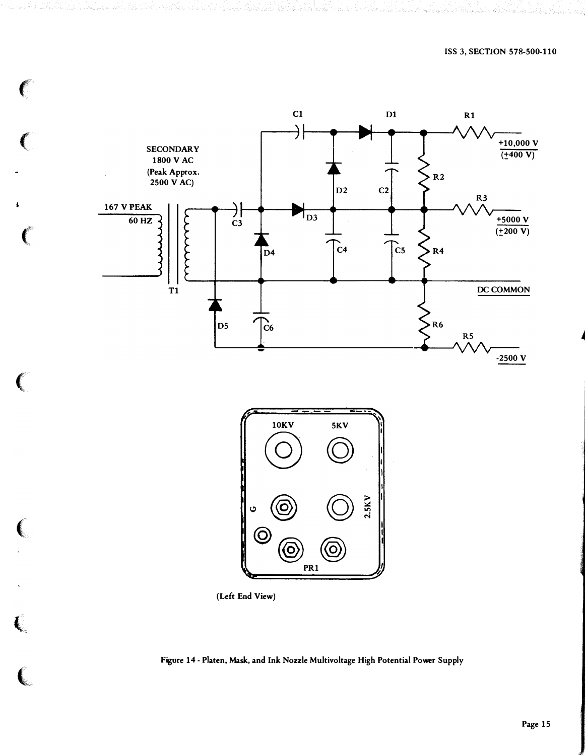Figure 14 - Platen, Mask, and Ink Nozzle Multivoltage High Potential Power Supply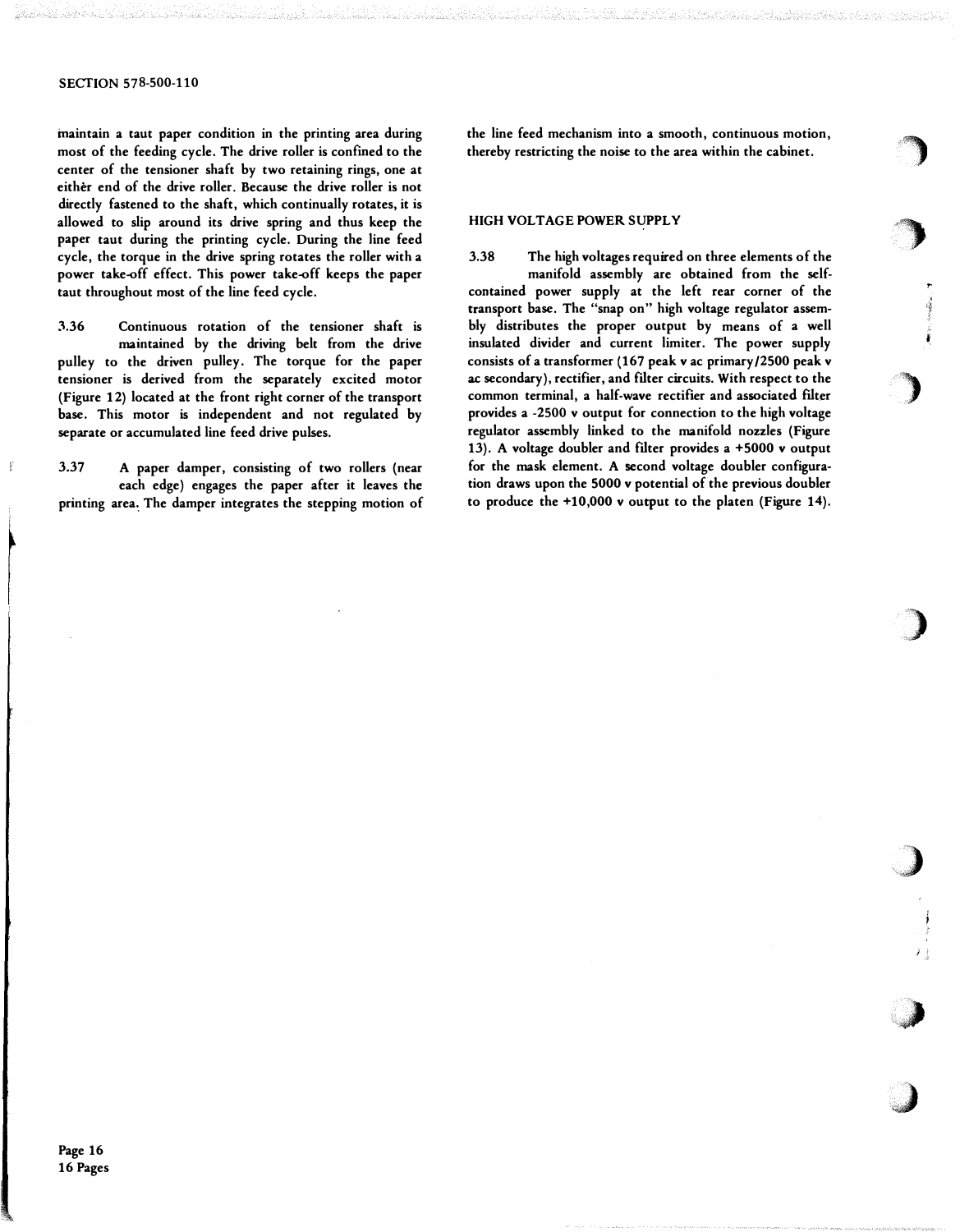maintain a taut paper condition in the printing area during most of the feeding cycle. The drive roller is confined to the center of the tensioner shaft by two retaining rings, one at either end of the drive roller. Because the drive roller is not directly fastened to the shaft, which continually rotates, it is allowed to slip around its drive spring and thus keep the paper taut during the printing cycle. During the line feed cycle, the torque in the drive spring rotates the roller with a power take-off effect. This power take-off keeps the paper taut throughout most of the line feed cycle.

3.36 Continuous rotation of the tensioner shaft is maintained by the driving belt from the drive pulley to the driven pulley. The torque for the paper tensioner is derived from the separately excited motor (Figure 12) located at the front right corner of the transport base. This motor is independent and not regulated by separate or accumulated line feed drive pulses.

3.37 A paper damper, consisting of two rollers (near each edge) engages the paper after it leaves the printing area. The damper integrates the stepping motion of the line feed mechanism into a smooth, continuous motion, thereby restricting the noise to the area within the cabinet.

## HIGH VOLTAGE POWER SUPPLY

3.38 The high voltages required on three elements of the manifold assembly are obtained from the self-contained power supply at the left rear corner of the transport base. The "snap on" high voltage regulator assembly distributes the proper output by means of a well insulated divider and current limiter. The power supply consists of a transformer (167 peak v ac primary/2500 peak v ac secondary), rectifier, and filter circuits. With respect to the common terminal, a half-wave rectifier and associated filter provides a -2500 v output for connection to the high voltage regulator assembly linked to the manifold nozzles (Figure 13). A voltage doubler and filter provides a +5000 v output for the mask element. A second voltage doubler configuration draws upon the 5000 v potential of the previous doubler to produce the +10,000 v output to the platen (Figure 14).